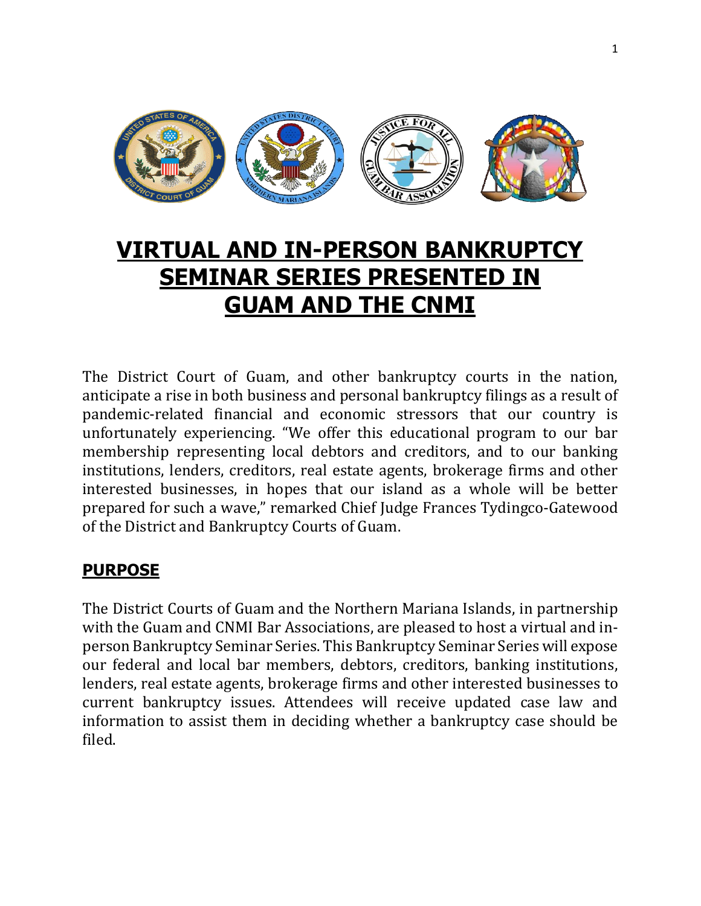# VIRTUAL AND IN-PERSON BANKRUPTCY SEMINAR SERIES PRESENTED IN GUAM AND THE CNMI

The District Court of Guam, and other bankruptcy courts in the nation, anticipate a rise in both business and personal bankruptcy filings as a result of pandemic-related financial and economic stressors that our country is unfortunately experiencing. "We offer this educational program to our bar membership representing local debtors and creditors, and to our banking institutions, lenders, creditors, real estate agents, brokerage firms and other interested businesses, in hopes that our island as a whole will be better prepared for such a wave," remarked Chief Judge Frances Tydingco-Gatewood of the District and Bankruptcy Courts of Guam.

## PURPOSE

The District Courts of Guam and the Northern Mariana Islands, in partnership with the Guam and CNMI Bar Associations, are pleased to host a virtual and in-person Bankruptcy Seminar Series. This Bankruptcy Seminar Series will expose our federal and local bar members, debtors, creditors, banking institutions, lenders, real estate agents, brokerage firms and other interested businesses to current bankruptcy issues. Attendees will receive updated case law and information to assist them in deciding whether a bankruptcy case should be filed.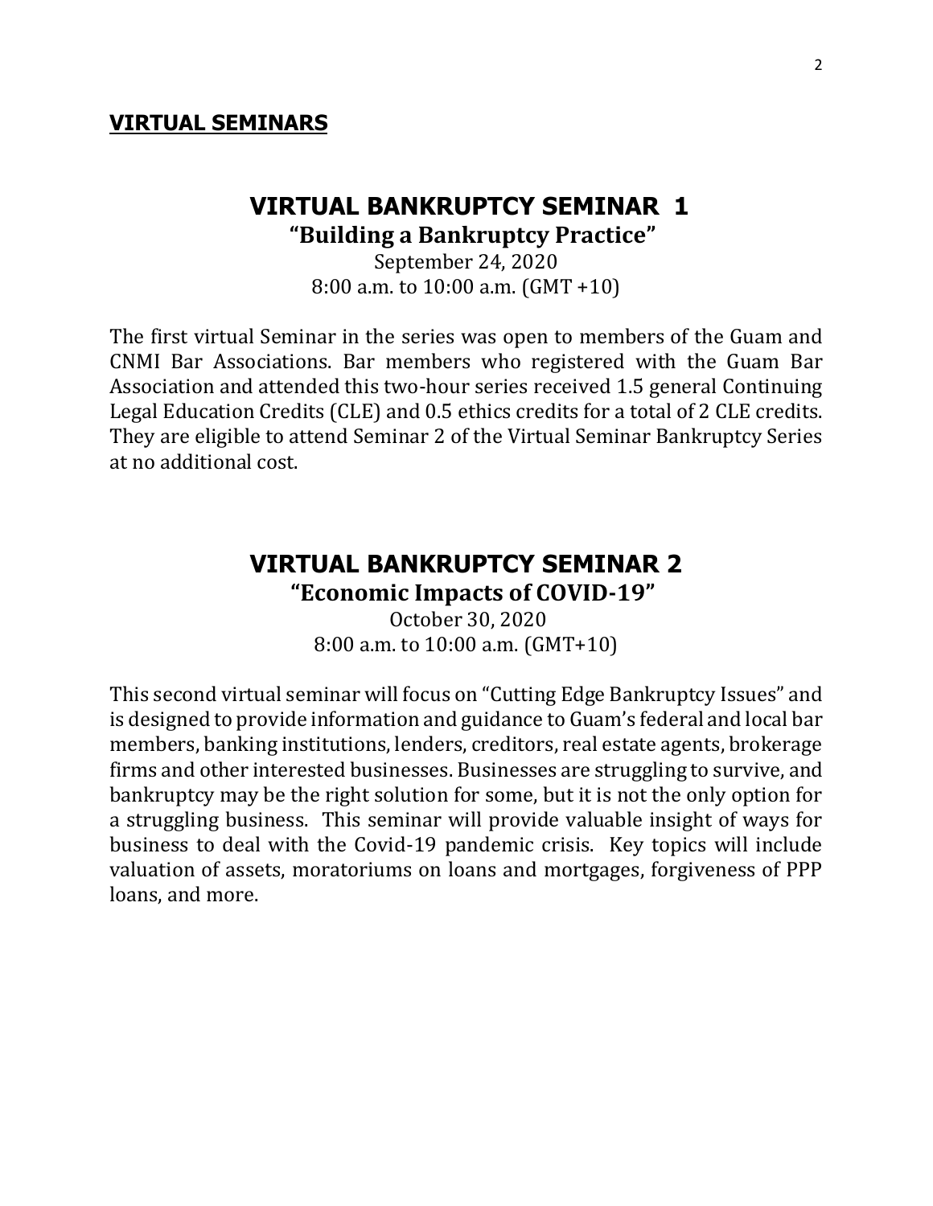**VIRTUAL SEMINARS**

## VIRTUAL BANKRUPTCY SEMINAR 1

### "Building a Bankruptcy Practice"

September 24, 2020

8:00 a.m. to 10:00 a.m. (GMT +10)

The first virtual Seminar in the series was open to members of the Guam and CNMI Bar Associations. Bar members who registered with the Guam Bar Association and attended this two-hour series received 1.5 general Continuing Legal Education Credits (CLE) and 0.5 ethics credits for a total of 2 CLE credits. They are eligible to attend Seminar 2 of the Virtual Seminar Bankruptcy Series at no additional cost.

## VIRTUAL BANKRUPTCY SEMINAR 2

### "Economic Impacts of COVID-19"

October 30, 2020

8:00 a.m. to 10:00 a.m. (GMT+10)

This second virtual seminar will focus on "Cutting Edge Bankruptcy Issues" and is designed to provide information and guidance to Guam's federal and local bar members, banking institutions, lenders, creditors, real estate agents, brokerage firms and other interested businesses. Businesses are struggling to survive, and bankruptcy may be the right solution for some, but it is not the only option for a struggling business. This seminar will provide valuable insight of ways for business to deal with the Covid-19 pandemic crisis. Key topics will include valuation of assets, moratoriums on loans and mortgages, forgiveness of PPP loans, and more.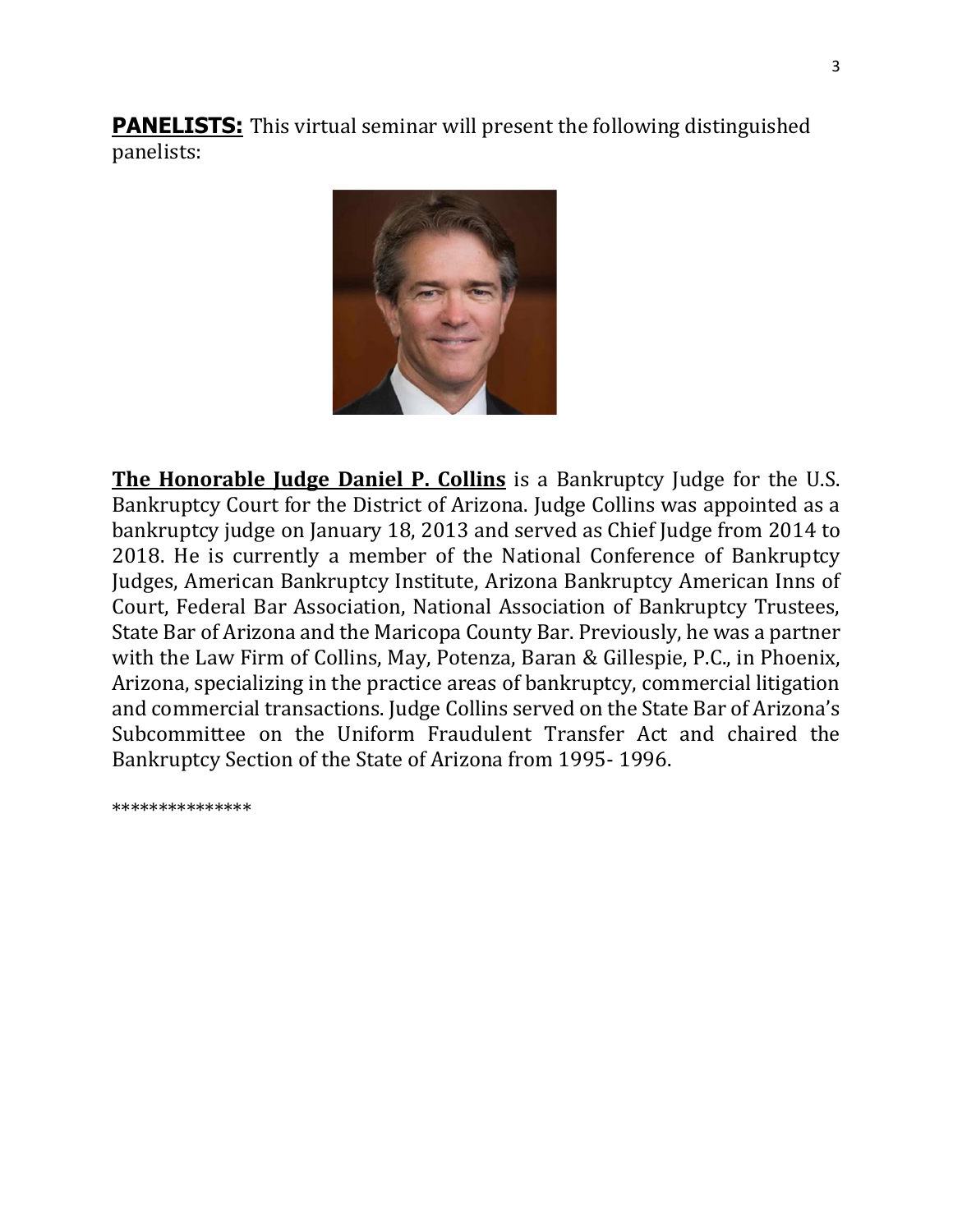**PANELISTS:** This virtual seminar will present the following distinguished panelists:

**The Honorable Judge Daniel P. Collins** is a Bankruptcy Judge for the U.S. Bankruptcy Court for the District of Arizona. Judge Collins was appointed as a bankruptcy judge on January 18, 2013 and served as Chief Judge from 2014 to 2018. He is currently a member of the National Conference of Bankruptcy Judges, American Bankruptcy Institute, Arizona Bankruptcy American Inns of Court, Federal Bar Association, National Association of Bankruptcy Trustees, State Bar of Arizona and the Maricopa County Bar. Previously, he was a partner with the Law Firm of Collins, May, Potenza, Baran & Gillespie, P.C., in Phoenix, Arizona, specializing in the practice areas of bankruptcy, commercial litigation and commercial transactions. Judge Collins served on the State Bar of Arizona's Subcommittee on the Uniform Fraudulent Transfer Act and chaired the Bankruptcy Section of the State of Arizona from 1995- 1996.

***************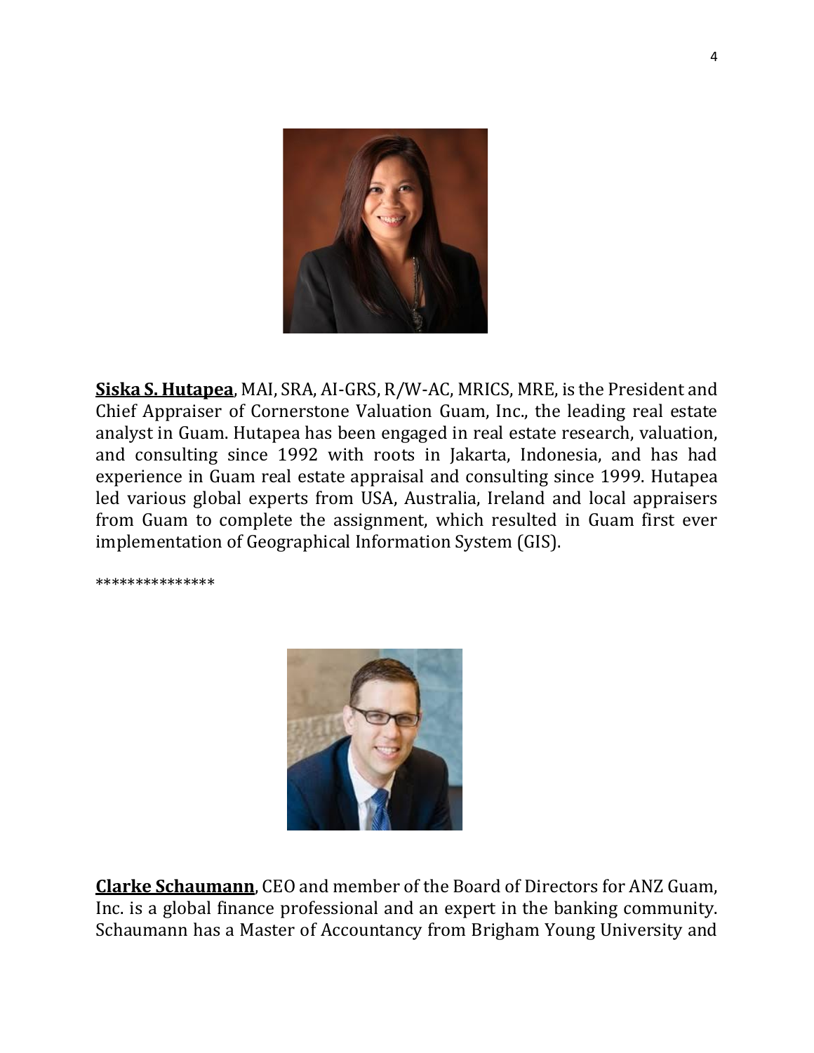**Siska S. Hutapea**, MAI, SRA, AI-GRS, R/W-AC, MRICS, MRE, is the President and Chief Appraiser of Cornerstone Valuation Guam, Inc., the leading real estate analyst in Guam. Hutapea has been engaged in real estate research, valuation, and consulting since 1992 with roots in Jakarta, Indonesia, and has had experience in Guam real estate appraisal and consulting since 1999. Hutapea led various global experts from USA, Australia, Ireland and local appraisers from Guam to complete the assignment, which resulted in Guam first ever implementation of Geographical Information System (GIS).

***************

**Clarke Schaumann**, CEO and member of the Board of Directors for ANZ Guam, Inc. is a global finance professional and an expert in the banking community. Schaumann has a Master of Accountancy from Brigham Young University and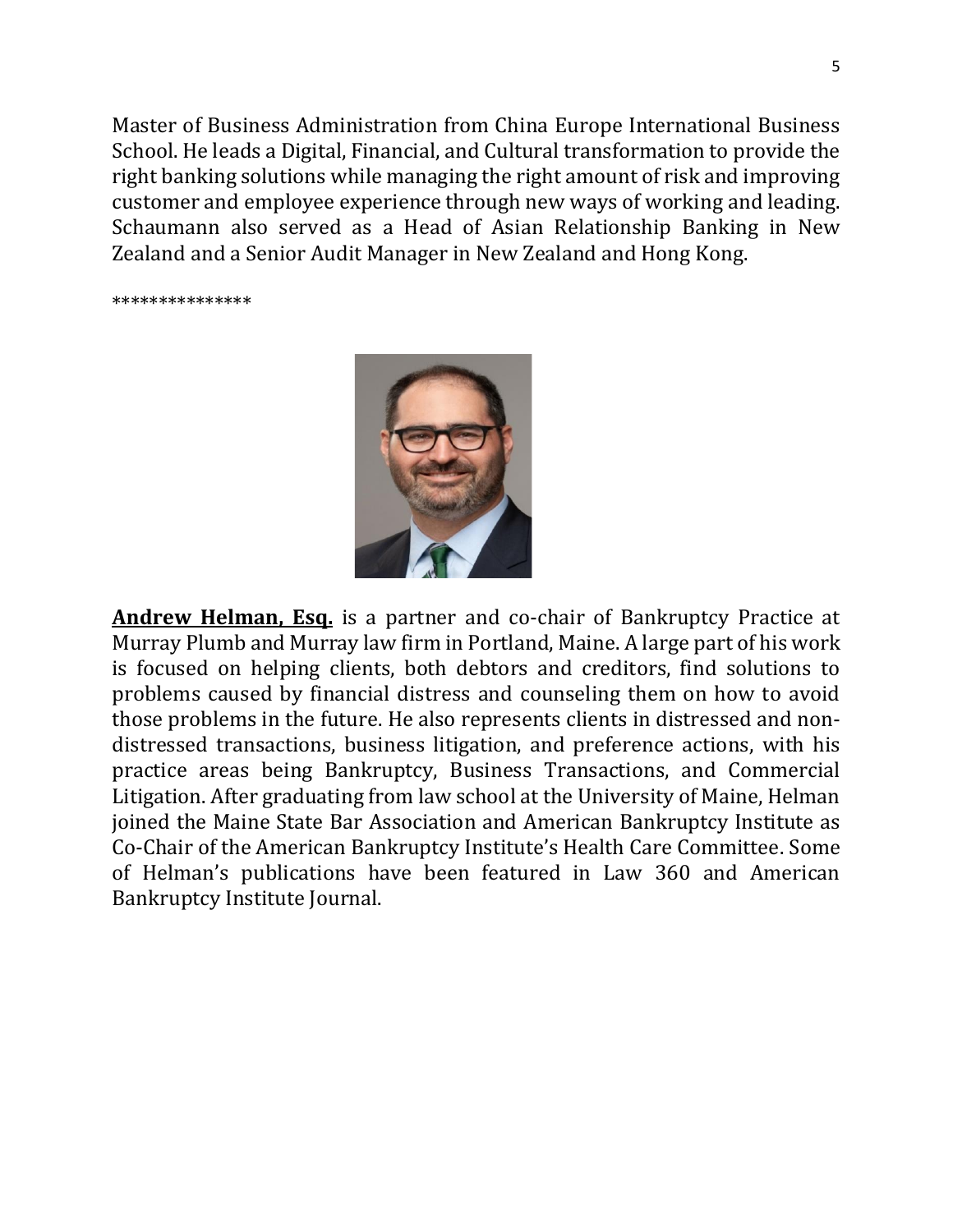Master of Business Administration from China Europe International Business School. He leads a Digital, Financial, and Cultural transformation to provide the right banking solutions while managing the right amount of risk and improving customer and employee experience through new ways of working and leading. Schaumann also served as a Head of Asian Relationship Banking in New Zealand and a Senior Audit Manager in New Zealand and Hong Kong.

***************

**Andrew Helman, Esq.** is a partner and co-chair of Bankruptcy Practice at Murray Plumb and Murray law firm in Portland, Maine. A large part of his work is focused on helping clients, both debtors and creditors, find solutions to problems caused by financial distress and counseling them on how to avoid those problems in the future. He also represents clients in distressed and non-distressed transactions, business litigation, and preference actions, with his practice areas being Bankruptcy, Business Transactions, and Commercial Litigation. After graduating from law school at the University of Maine, Helman joined the Maine State Bar Association and American Bankruptcy Institute as Co-Chair of the American Bankruptcy Institute's Health Care Committee. Some of Helman's publications have been featured in Law 360 and American Bankruptcy Institute Journal.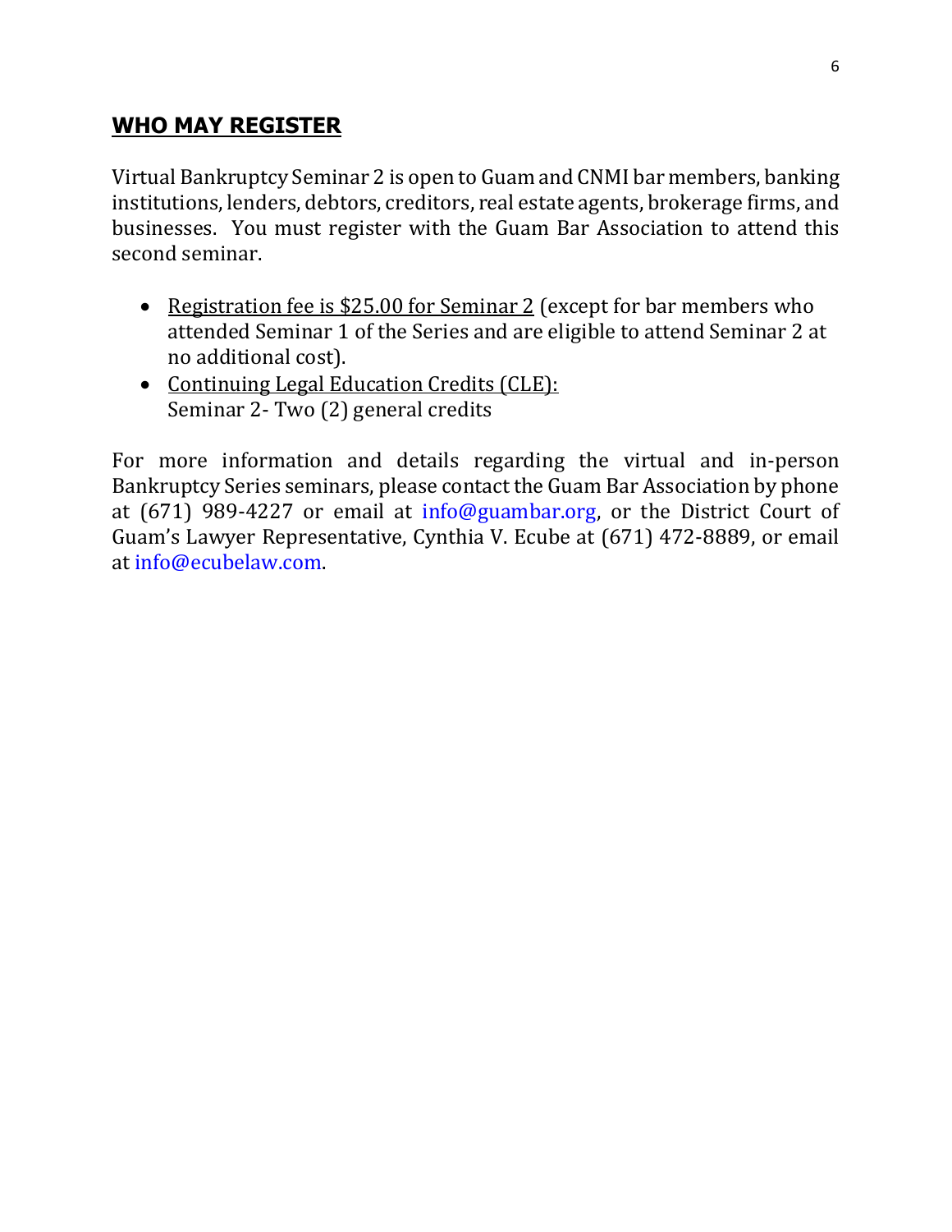## **WHO MAY REGISTER**

Virtual Bankruptcy Seminar 2 is open to Guam and CNMI bar members, banking institutions, lenders, debtors, creditors, real estate agents, brokerage firms, and businesses. You must register with the Guam Bar Association to attend this second seminar.

- Registration fee is $25.00 for Seminar 2 (except for bar members who attended Seminar 1 of the Series and are eligible to attend Seminar 2 at no additional cost).
- Continuing Legal Education Credits (CLE):
  Seminar 2- Two (2) general credits

For more information and details regarding the virtual and in-person Bankruptcy Series seminars, please contact the Guam Bar Association by phone at (671) 989-4227 or email at info@guambar.org, or the District Court of Guam's Lawyer Representative, Cynthia V. Ecube at (671) 472-8889, or email at info@ecubelaw.com.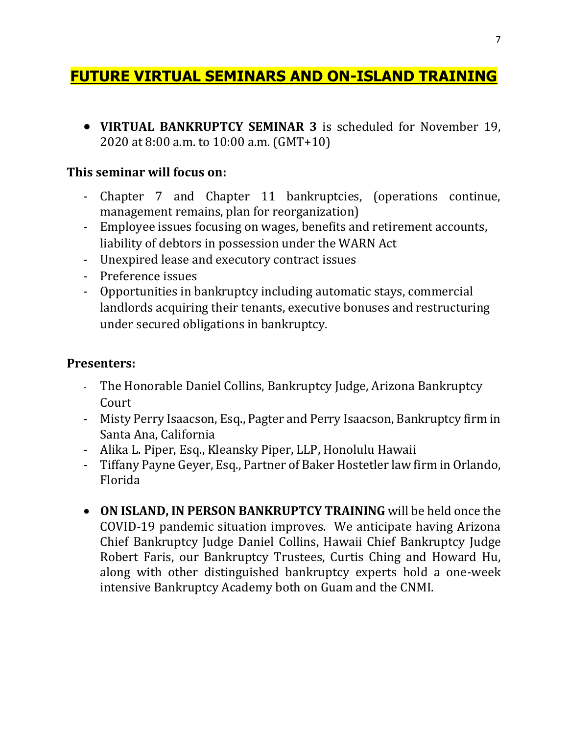## FUTURE VIRTUAL SEMINARS AND ON-ISLAND TRAINING

- **VIRTUAL BANKRUPTCY SEMINAR 3** is scheduled for November 19, 2020 at 8:00 a.m. to 10:00 a.m. (GMT+10)

**This seminar will focus on:**

- Chapter 7 and Chapter 11 bankruptcies, (operations continue, management remains, plan for reorganization)
- Employee issues focusing on wages, benefits and retirement accounts, liability of debtors in possession under the WARN Act
- Unexpired lease and executory contract issues
- Preference issues
- Opportunities in bankruptcy including automatic stays, commercial landlords acquiring their tenants, executive bonuses and restructuring under secured obligations in bankruptcy.

**Presenters:**

- The Honorable Daniel Collins, Bankruptcy Judge, Arizona Bankruptcy Court
- Misty Perry Isaacson, Esq., Pagter and Perry Isaacson, Bankruptcy firm in Santa Ana, California
- Alika L. Piper, Esq., Kleansky Piper, LLP, Honolulu Hawaii
- Tiffany Payne Geyer, Esq., Partner of Baker Hostetler law firm in Orlando, Florida

- **ON ISLAND, IN PERSON BANKRUPTCY TRAINING** will be held once the COVID-19 pandemic situation improves. We anticipate having Arizona Chief Bankruptcy Judge Daniel Collins, Hawaii Chief Bankruptcy Judge Robert Faris, our Bankruptcy Trustees, Curtis Ching and Howard Hu, along with other distinguished bankruptcy experts hold a one-week intensive Bankruptcy Academy both on Guam and the CNMI.